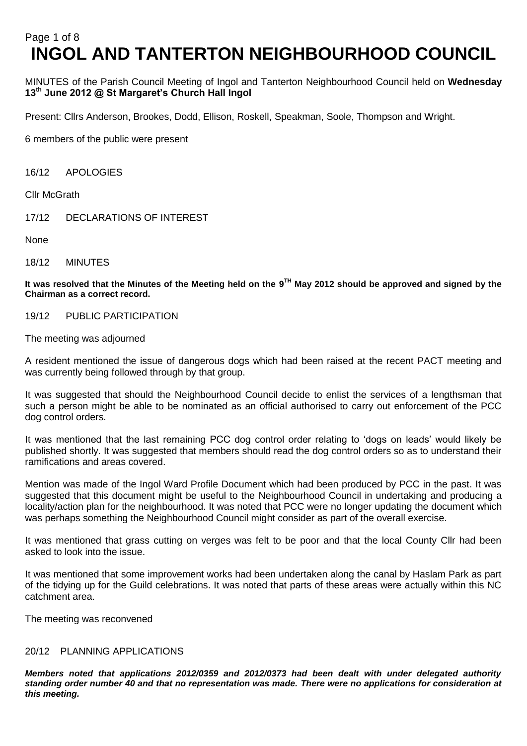# INGOL AND TANTERTON NEIGHBOURHOOD COUNCIL

MINUTES of the Parish Council Meeting of Ingol and Tanterton Neighbourhood Council held on **Wednesday 13th June 2012 @ St Margaret's Church Hall Ingol**

Present: Cllrs Anderson, Brookes, Dodd, Ellison, Roskell, Speakman, Soole, Thompson and Wright.

6 members of the public were present

16/12 APOLOGIES

Cllr McGrath

17/12 DECLARATIONS OF INTEREST

None

18/12 MINUTES

**It was resolved that the Minutes of the Meeting held on the 9TH May 2012 should be approved and signed by the Chairman as a correct record.**

19/12 PUBLIC PARTICIPATION

The meeting was adjourned

A resident mentioned the issue of dangerous dogs which had been raised at the recent PACT meeting and was currently being followed through by that group.

It was suggested that should the Neighbourhood Council decide to enlist the services of a lengthsman that such a person might be able to be nominated as an official authorised to carry out enforcement of the PCC dog control orders.

It was mentioned that the last remaining PCC dog control order relating to 'dogs on leads' would likely be published shortly. It was suggested that members should read the dog control orders so as to understand their ramifications and areas covered.

Mention was made of the Ingol Ward Profile Document which had been produced by PCC in the past. It was suggested that this document might be useful to the Neighbourhood Council in undertaking and producing a locality/action plan for the neighbourhood. It was noted that PCC were no longer updating the document which was perhaps something the Neighbourhood Council might consider as part of the overall exercise.

It was mentioned that grass cutting on verges was felt to be poor and that the local County Cllr had been asked to look into the issue.

It was mentioned that some improvement works had been undertaken along the canal by Haslam Park as part of the tidying up for the Guild celebrations. It was noted that parts of these areas were actually within this NC catchment area.

The meeting was reconvened

20/12 PLANNING APPLICATIONS

***Members noted that applications 2012/0359 and 2012/0373 had been dealt with under delegated authority standing order number 40 and that no representation was made. There were no applications for consideration at this meeting.***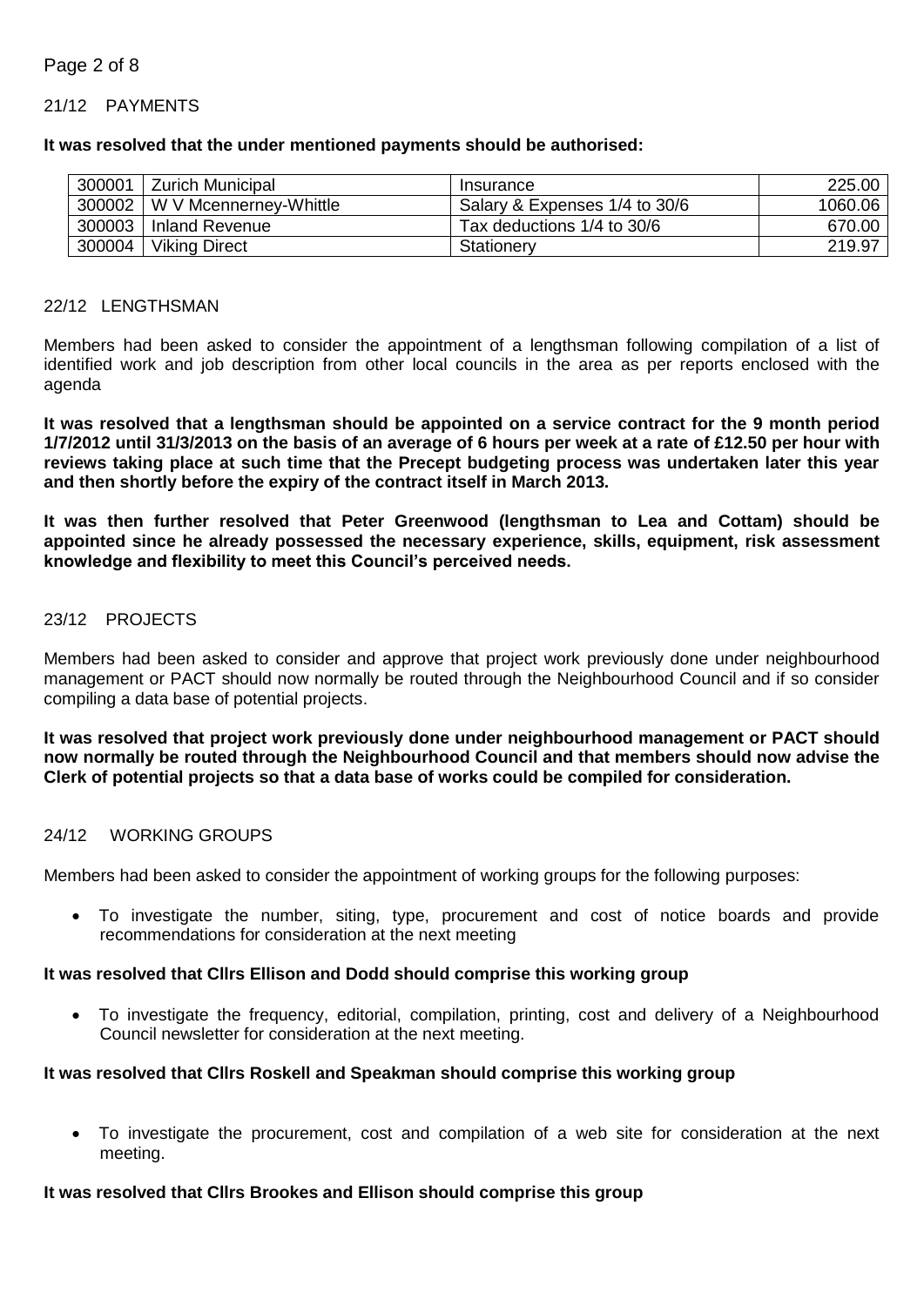## 21/12 PAYMENTS

**It was resolved that the under mentioned payments should be authorised:**

| | | | |
|---|---|---|---|
| 300001 | Zurich Municipal | Insurance | 225.00 |
| 300002 | W V Mcennerney-Whittle | Salary & Expenses 1/4 to 30/6 | 1060.06 |
| 300003 | Inland Revenue | Tax deductions 1/4 to 30/6 | 670.00 |
| 300004 | Viking Direct | Stationery | 219.97 |

## 22/12 LENGTHSMAN

Members had been asked to consider the appointment of a lengthsman following compilation of a list of identified work and job description from other local councils in the area as per reports enclosed with the agenda

**It was resolved that a lengthsman should be appointed on a service contract for the 9 month period 1/7/2012 until 31/3/2013 on the basis of an average of 6 hours per week at a rate of £12.50 per hour with reviews taking place at such time that the Precept budgeting process was undertaken later this year and then shortly before the expiry of the contract itself in March 2013.**

**It was then further resolved that Peter Greenwood (lengthsman to Lea and Cottam) should be appointed since he already possessed the necessary experience, skills, equipment, risk assessment knowledge and flexibility to meet this Council's perceived needs.**

## 23/12 PROJECTS

Members had been asked to consider and approve that project work previously done under neighbourhood management or PACT should now normally be routed through the Neighbourhood Council and if so consider compiling a data base of potential projects.

**It was resolved that project work previously done under neighbourhood management or PACT should now normally be routed through the Neighbourhood Council and that members should now advise the Clerk of potential projects so that a data base of works could be compiled for consideration.**

## 24/12 WORKING GROUPS

Members had been asked to consider the appointment of working groups for the following purposes:

- To investigate the number, siting, type, procurement and cost of notice boards and provide recommendations for consideration at the next meeting

**It was resolved that Cllrs Ellison and Dodd should comprise this working group**

- To investigate the frequency, editorial, compilation, printing, cost and delivery of a Neighbourhood Council newsletter for consideration at the next meeting.

**It was resolved that Cllrs Roskell and Speakman should comprise this working group**

- To investigate the procurement, cost and compilation of a web site for consideration at the next meeting.

**It was resolved that Cllrs Brookes and Ellison should comprise this group**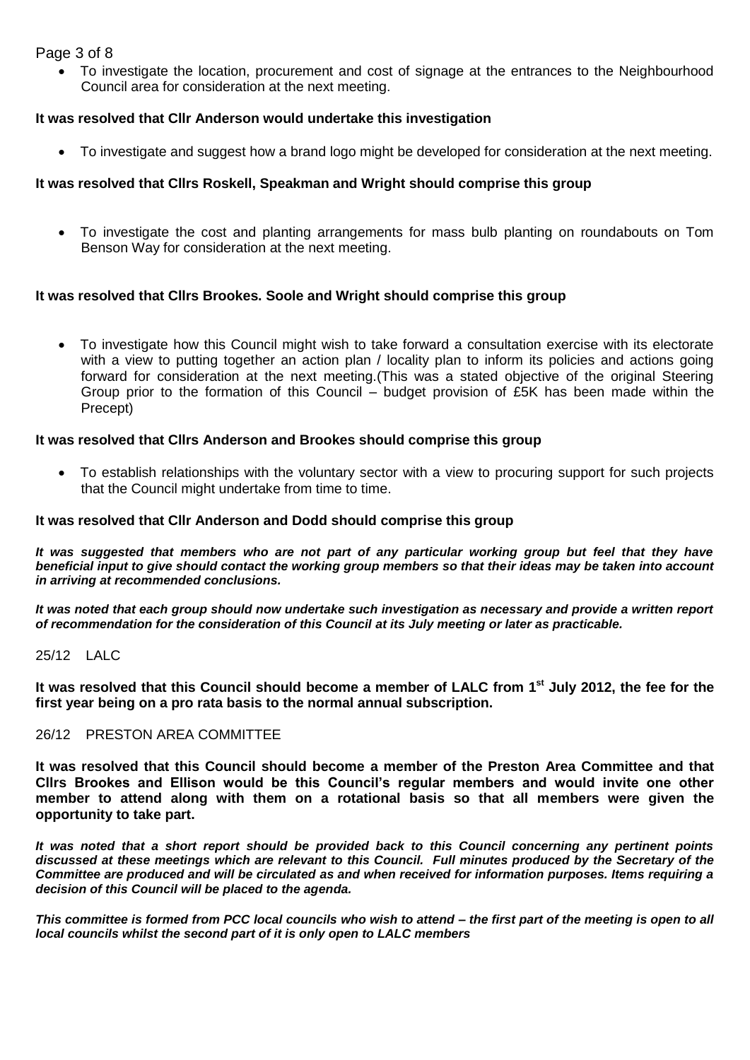- To investigate the location, procurement and cost of signage at the entrances to the Neighbourhood Council area for consideration at the next meeting.

**It was resolved that Cllr Anderson would undertake this investigation**

- To investigate and suggest how a brand logo might be developed for consideration at the next meeting.

**It was resolved that Cllrs Roskell, Speakman and Wright should comprise this group**

- To investigate the cost and planting arrangements for mass bulb planting on roundabouts on Tom Benson Way for consideration at the next meeting.

**It was resolved that Cllrs Brookes. Soole and Wright should comprise this group**

- To investigate how this Council might wish to take forward a consultation exercise with its electorate with a view to putting together an action plan / locality plan to inform its policies and actions going forward for consideration at the next meeting.(This was a stated objective of the original Steering Group prior to the formation of this Council – budget provision of £5K has been made within the Precept)

**It was resolved that Cllrs Anderson and Brookes should comprise this group**

- To establish relationships with the voluntary sector with a view to procuring support for such projects that the Council might undertake from time to time.

**It was resolved that Cllr Anderson and Dodd should comprise this group**

***It was suggested that members who are not part of any particular working group but feel that they have beneficial input to give should contact the working group members so that their ideas may be taken into account in arriving at recommended conclusions.***

***It was noted that each group should now undertake such investigation as necessary and provide a written report of recommendation for the consideration of this Council at its July meeting or later as practicable.***

25/12 LALC

**It was resolved that this Council should become a member of LALC from 1st July 2012, the fee for the first year being on a pro rata basis to the normal annual subscription.**

26/12 PRESTON AREA COMMITTEE

**It was resolved that this Council should become a member of the Preston Area Committee and that Cllrs Brookes and Ellison would be this Council's regular members and would invite one other member to attend along with them on a rotational basis so that all members were given the opportunity to take part.**

***It was noted that a short report should be provided back to this Council concerning any pertinent points discussed at these meetings which are relevant to this Council. Full minutes produced by the Secretary of the Committee are produced and will be circulated as and when received for information purposes. Items requiring a decision of this Council will be placed to the agenda.***

***This committee is formed from PCC local councils who wish to attend – the first part of the meeting is open to all local councils whilst the second part of it is only open to LALC members***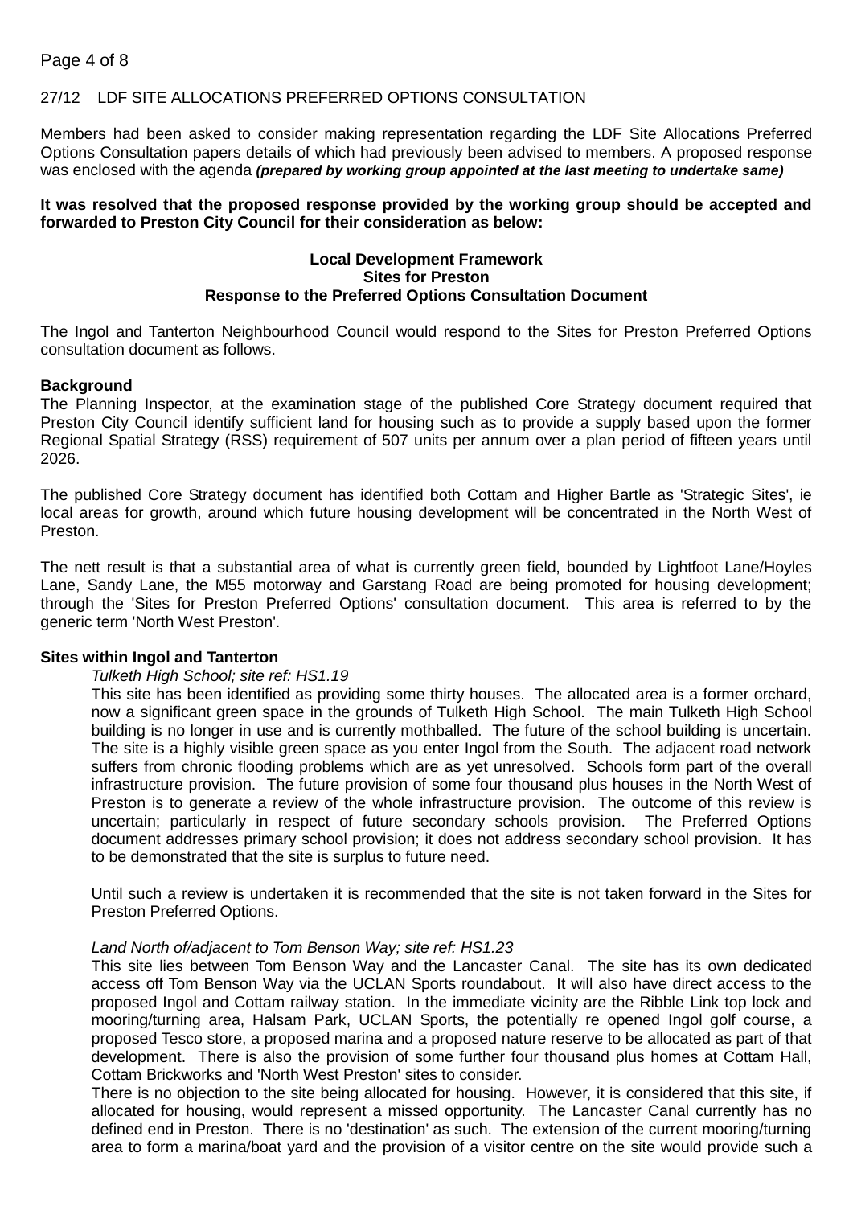27/12 LDF SITE ALLOCATIONS PREFERRED OPTIONS CONSULTATION

Members had been asked to consider making representation regarding the LDF Site Allocations Preferred Options Consultation papers details of which had previously been advised to members. A proposed response was enclosed with the agenda ***(prepared by working group appointed at the last meeting to undertake same)***

**It was resolved that the proposed response provided by the working group should be accepted and forwarded to Preston City Council for their consideration as below:**

**Local Development Framework**
**Sites for Preston**
**Response to the Preferred Options Consultation Document**

The Ingol and Tanterton Neighbourhood Council would respond to the Sites for Preston Preferred Options consultation document as follows.

**Background**

The Planning Inspector, at the examination stage of the published Core Strategy document required that Preston City Council identify sufficient land for housing such as to provide a supply based upon the former Regional Spatial Strategy (RSS) requirement of 507 units per annum over a plan period of fifteen years until 2026.

The published Core Strategy document has identified both Cottam and Higher Bartle as 'Strategic Sites', ie local areas for growth, around which future housing development will be concentrated in the North West of Preston.

The nett result is that a substantial area of what is currently green field, bounded by Lightfoot Lane/Hoyles Lane, Sandy Lane, the M55 motorway and Garstang Road are being promoted for housing development; through the 'Sites for Preston Preferred Options' consultation document. This area is referred to by the generic term 'North West Preston'.

**Sites within Ingol and Tanterton**

*Tulketh High School; site ref: HS1.19*

This site has been identified as providing some thirty houses. The allocated area is a former orchard, now a significant green space in the grounds of Tulketh High School. The main Tulketh High School building is no longer in use and is currently mothballed. The future of the school building is uncertain. The site is a highly visible green space as you enter Ingol from the South. The adjacent road network suffers from chronic flooding problems which are as yet unresolved. Schools form part of the overall infrastructure provision. The future provision of some four thousand plus houses in the North West of Preston is to generate a review of the whole infrastructure provision. The outcome of this review is uncertain; particularly in respect of future secondary schools provision. The Preferred Options document addresses primary school provision; it does not address secondary school provision. It has to be demonstrated that the site is surplus to future need.

Until such a review is undertaken it is recommended that the site is not taken forward in the Sites for Preston Preferred Options.

*Land North of/adjacent to Tom Benson Way; site ref: HS1.23*

This site lies between Tom Benson Way and the Lancaster Canal. The site has its own dedicated access off Tom Benson Way via the UCLAN Sports roundabout. It will also have direct access to the proposed Ingol and Cottam railway station. In the immediate vicinity are the Ribble Link top lock and mooring/turning area, Halsam Park, UCLAN Sports, the potentially re opened Ingol golf course, a proposed Tesco store, a proposed marina and a proposed nature reserve to be allocated as part of that development. There is also the provision of some further four thousand plus homes at Cottam Hall, Cottam Brickworks and 'North West Preston' sites to consider.

There is no objection to the site being allocated for housing. However, it is considered that this site, if allocated for housing, would represent a missed opportunity. The Lancaster Canal currently has no defined end in Preston. There is no 'destination' as such. The extension of the current mooring/turning area to form a marina/boat yard and the provision of a visitor centre on the site would provide such a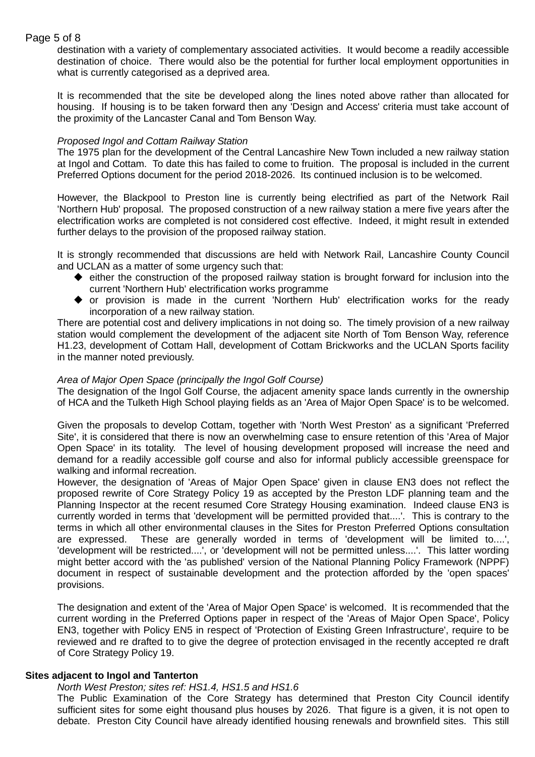destination with a variety of complementary associated activities. It would become a readily accessible destination of choice. There would also be the potential for further local employment opportunities in what is currently categorised as a deprived area.

It is recommended that the site be developed along the lines noted above rather than allocated for housing. If housing is to be taken forward then any 'Design and Access' criteria must take account of the proximity of the Lancaster Canal and Tom Benson Way.

*Proposed Ingol and Cottam Railway Station*

The 1975 plan for the development of the Central Lancashire New Town included a new railway station at Ingol and Cottam. To date this has failed to come to fruition. The proposal is included in the current Preferred Options document for the period 2018-2026. Its continued inclusion is to be welcomed.

However, the Blackpool to Preston line is currently being electrified as part of the Network Rail 'Northern Hub' proposal. The proposed construction of a new railway station a mere five years after the electrification works are completed is not considered cost effective. Indeed, it might result in extended further delays to the provision of the proposed railway station.

It is strongly recommended that discussions are held with Network Rail, Lancashire County Council and UCLAN as a matter of some urgency such that:

- either the construction of the proposed railway station is brought forward for inclusion into the current 'Northern Hub' electrification works programme
- or provision is made in the current 'Northern Hub' electrification works for the ready incorporation of a new railway station.

There are potential cost and delivery implications in not doing so. The timely provision of a new railway station would complement the development of the adjacent site North of Tom Benson Way, reference H1.23, development of Cottam Hall, development of Cottam Brickworks and the UCLAN Sports facility in the manner noted previously.

*Area of Major Open Space (principally the Ingol Golf Course)*

The designation of the Ingol Golf Course, the adjacent amenity space lands currently in the ownership of HCA and the Tulketh High School playing fields as an 'Area of Major Open Space' is to be welcomed.

Given the proposals to develop Cottam, together with 'North West Preston' as a significant 'Preferred Site', it is considered that there is now an overwhelming case to ensure retention of this 'Area of Major Open Space' in its totality. The level of housing development proposed will increase the need and demand for a readily accessible golf course and also for informal publicly accessible greenspace for walking and informal recreation.

However, the designation of 'Areas of Major Open Space' given in clause EN3 does not reflect the proposed rewrite of Core Strategy Policy 19 as accepted by the Preston LDF planning team and the Planning Inspector at the recent resumed Core Strategy Housing examination. Indeed clause EN3 is currently worded in terms that 'development will be permitted provided that....'. This is contrary to the terms in which all other environmental clauses in the Sites for Preston Preferred Options consultation are expressed. These are generally worded in terms of 'development will be limited to....', 'development will be restricted....', or 'development will not be permitted unless....'. This latter wording might better accord with the 'as published' version of the National Planning Policy Framework (NPPF) document in respect of sustainable development and the protection afforded by the 'open spaces' provisions.

The designation and extent of the 'Area of Major Open Space' is welcomed. It is recommended that the current wording in the Preferred Options paper in respect of the 'Areas of Major Open Space', Policy EN3, together with Policy EN5 in respect of 'Protection of Existing Green Infrastructure', require to be reviewed and re drafted to to give the degree of protection envisaged in the recently accepted re draft of Core Strategy Policy 19.

**Sites adjacent to Ingol and Tanterton**

*North West Preston; sites ref: HS1.4, HS1.5 and HS1.6*

The Public Examination of the Core Strategy has determined that Preston City Council identify sufficient sites for some eight thousand plus houses by 2026. That figure is a given, it is not open to debate. Preston City Council have already identified housing renewals and brownfield sites. This still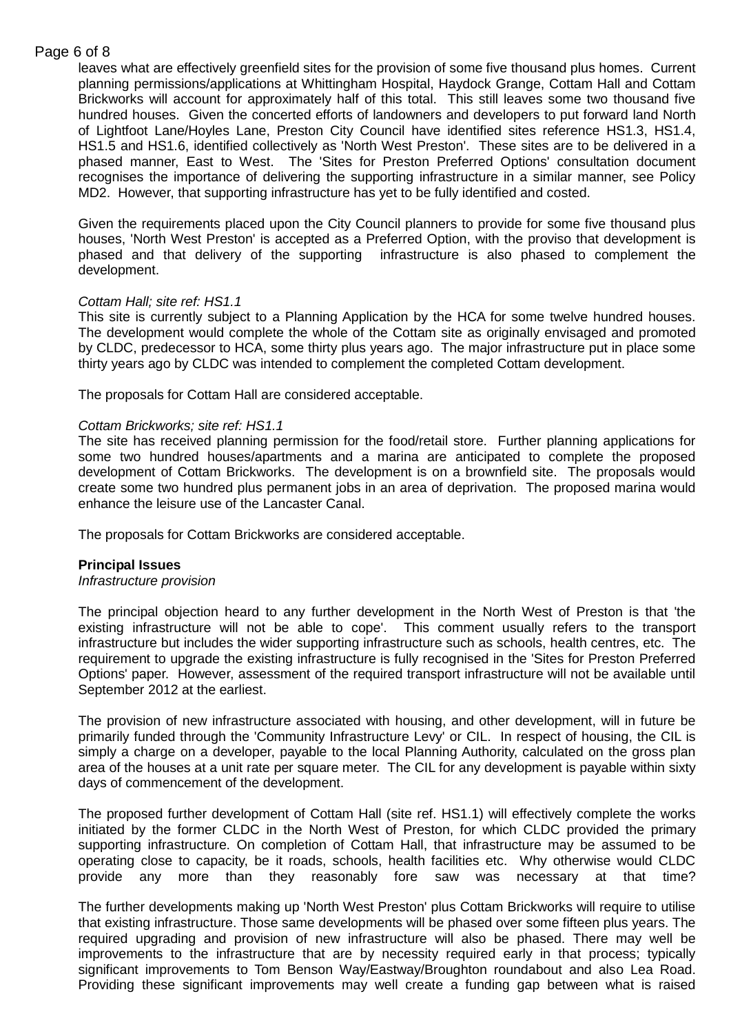leaves what are effectively greenfield sites for the provision of some five thousand plus homes. Current planning permissions/applications at Whittingham Hospital, Haydock Grange, Cottam Hall and Cottam Brickworks will account for approximately half of this total. This still leaves some two thousand five hundred houses. Given the concerted efforts of landowners and developers to put forward land North of Lightfoot Lane/Hoyles Lane, Preston City Council have identified sites reference HS1.3, HS1.4, HS1.5 and HS1.6, identified collectively as 'North West Preston'. These sites are to be delivered in a phased manner, East to West. The 'Sites for Preston Preferred Options' consultation document recognises the importance of delivering the supporting infrastructure in a similar manner, see Policy MD2. However, that supporting infrastructure has yet to be fully identified and costed.

Given the requirements placed upon the City Council planners to provide for some five thousand plus houses, 'North West Preston' is accepted as a Preferred Option, with the proviso that development is phased and that delivery of the supporting infrastructure is also phased to complement the development.

*Cottam Hall; site ref: HS1.1*

This site is currently subject to a Planning Application by the HCA for some twelve hundred houses. The development would complete the whole of the Cottam site as originally envisaged and promoted by CLDC, predecessor to HCA, some thirty plus years ago. The major infrastructure put in place some thirty years ago by CLDC was intended to complement the completed Cottam development.

The proposals for Cottam Hall are considered acceptable.

*Cottam Brickworks; site ref: HS1.1*

The site has received planning permission for the food/retail store. Further planning applications for some two hundred houses/apartments and a marina are anticipated to complete the proposed development of Cottam Brickworks. The development is on a brownfield site. The proposals would create some two hundred plus permanent jobs in an area of deprivation. The proposed marina would enhance the leisure use of the Lancaster Canal.

The proposals for Cottam Brickworks are considered acceptable.

**Principal Issues**

*Infrastructure provision*

The principal objection heard to any further development in the North West of Preston is that 'the existing infrastructure will not be able to cope'. This comment usually refers to the transport infrastructure but includes the wider supporting infrastructure such as schools, health centres, etc. The requirement to upgrade the existing infrastructure is fully recognised in the 'Sites for Preston Preferred Options' paper. However, assessment of the required transport infrastructure will not be available until September 2012 at the earliest.

The provision of new infrastructure associated with housing, and other development, will in future be primarily funded through the 'Community Infrastructure Levy' or CIL. In respect of housing, the CIL is simply a charge on a developer, payable to the local Planning Authority, calculated on the gross plan area of the houses at a unit rate per square meter. The CIL for any development is payable within sixty days of commencement of the development.

The proposed further development of Cottam Hall (site ref. HS1.1) will effectively complete the works initiated by the former CLDC in the North West of Preston, for which CLDC provided the primary supporting infrastructure. On completion of Cottam Hall, that infrastructure may be assumed to be operating close to capacity, be it roads, schools, health facilities etc. Why otherwise would CLDC provide any more than they reasonably fore saw was necessary at that time?

The further developments making up 'North West Preston' plus Cottam Brickworks will require to utilise that existing infrastructure. Those same developments will be phased over some fifteen plus years. The required upgrading and provision of new infrastructure will also be phased. There may well be improvements to the infrastructure that are by necessity required early in that process; typically significant improvements to Tom Benson Way/Eastway/Broughton roundabout and also Lea Road. Providing these significant improvements may well create a funding gap between what is raised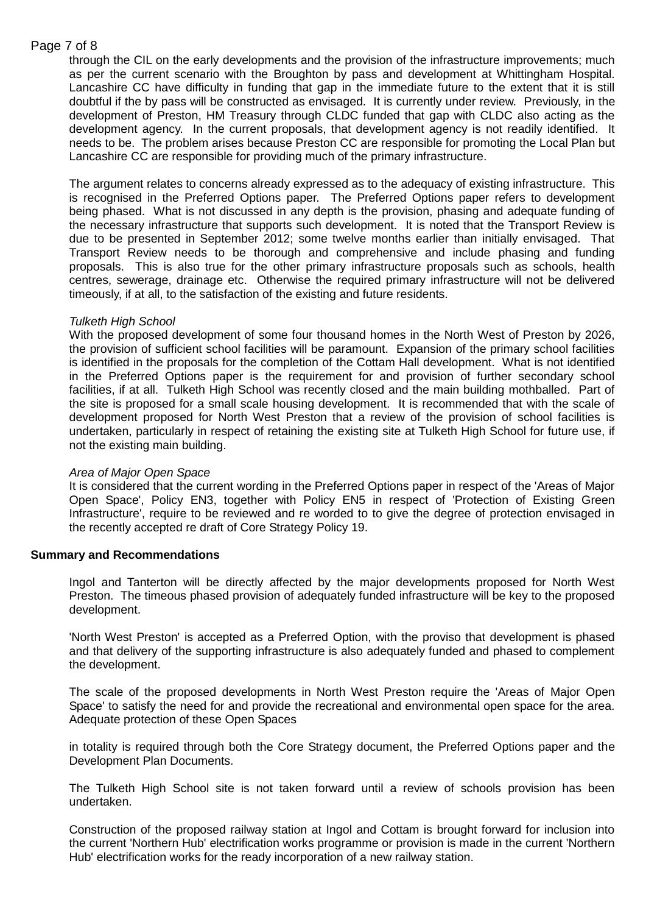through the CIL on the early developments and the provision of the infrastructure improvements; much as per the current scenario with the Broughton by pass and development at Whittingham Hospital. Lancashire CC have difficulty in funding that gap in the immediate future to the extent that it is still doubtful if the by pass will be constructed as envisaged. It is currently under review. Previously, in the development of Preston, HM Treasury through CLDC funded that gap with CLDC also acting as the development agency. In the current proposals, that development agency is not readily identified. It needs to be. The problem arises because Preston CC are responsible for promoting the Local Plan but Lancashire CC are responsible for providing much of the primary infrastructure.

The argument relates to concerns already expressed as to the adequacy of existing infrastructure. This is recognised in the Preferred Options paper. The Preferred Options paper refers to development being phased. What is not discussed in any depth is the provision, phasing and adequate funding of the necessary infrastructure that supports such development. It is noted that the Transport Review is due to be presented in September 2012; some twelve months earlier than initially envisaged. That Transport Review needs to be thorough and comprehensive and include phasing and funding proposals. This is also true for the other primary infrastructure proposals such as schools, health centres, sewerage, drainage etc. Otherwise the required primary infrastructure will not be delivered timeously, if at all, to the satisfaction of the existing and future residents.

*Tulketh High School*

With the proposed development of some four thousand homes in the North West of Preston by 2026, the provision of sufficient school facilities will be paramount. Expansion of the primary school facilities is identified in the proposals for the completion of the Cottam Hall development. What is not identified in the Preferred Options paper is the requirement for and provision of further secondary school facilities, if at all. Tulketh High School was recently closed and the main building mothballed. Part of the site is proposed for a small scale housing development. It is recommended that with the scale of development proposed for North West Preston that a review of the provision of school facilities is undertaken, particularly in respect of retaining the existing site at Tulketh High School for future use, if not the existing main building.

*Area of Major Open Space*

It is considered that the current wording in the Preferred Options paper in respect of the 'Areas of Major Open Space', Policy EN3, together with Policy EN5 in respect of 'Protection of Existing Green Infrastructure', require to be reviewed and re worded to to give the degree of protection envisaged in the recently accepted re draft of Core Strategy Policy 19.

**Summary and Recommendations**

Ingol and Tanterton will be directly affected by the major developments proposed for North West Preston. The timeous phased provision of adequately funded infrastructure will be key to the proposed development.

'North West Preston' is accepted as a Preferred Option, with the proviso that development is phased and that delivery of the supporting infrastructure is also adequately funded and phased to complement the development.

The scale of the proposed developments in North West Preston require the 'Areas of Major Open Space' to satisfy the need for and provide the recreational and environmental open space for the area. Adequate protection of these Open Spaces in totality is required through both the Core Strategy document, the Preferred Options paper and the Development Plan Documents.

The Tulketh High School site is not taken forward until a review of schools provision has been undertaken.

Construction of the proposed railway station at Ingol and Cottam is brought forward for inclusion into the current 'Northern Hub' electrification works programme or provision is made in the current 'Northern Hub' electrification works for the ready incorporation of a new railway station.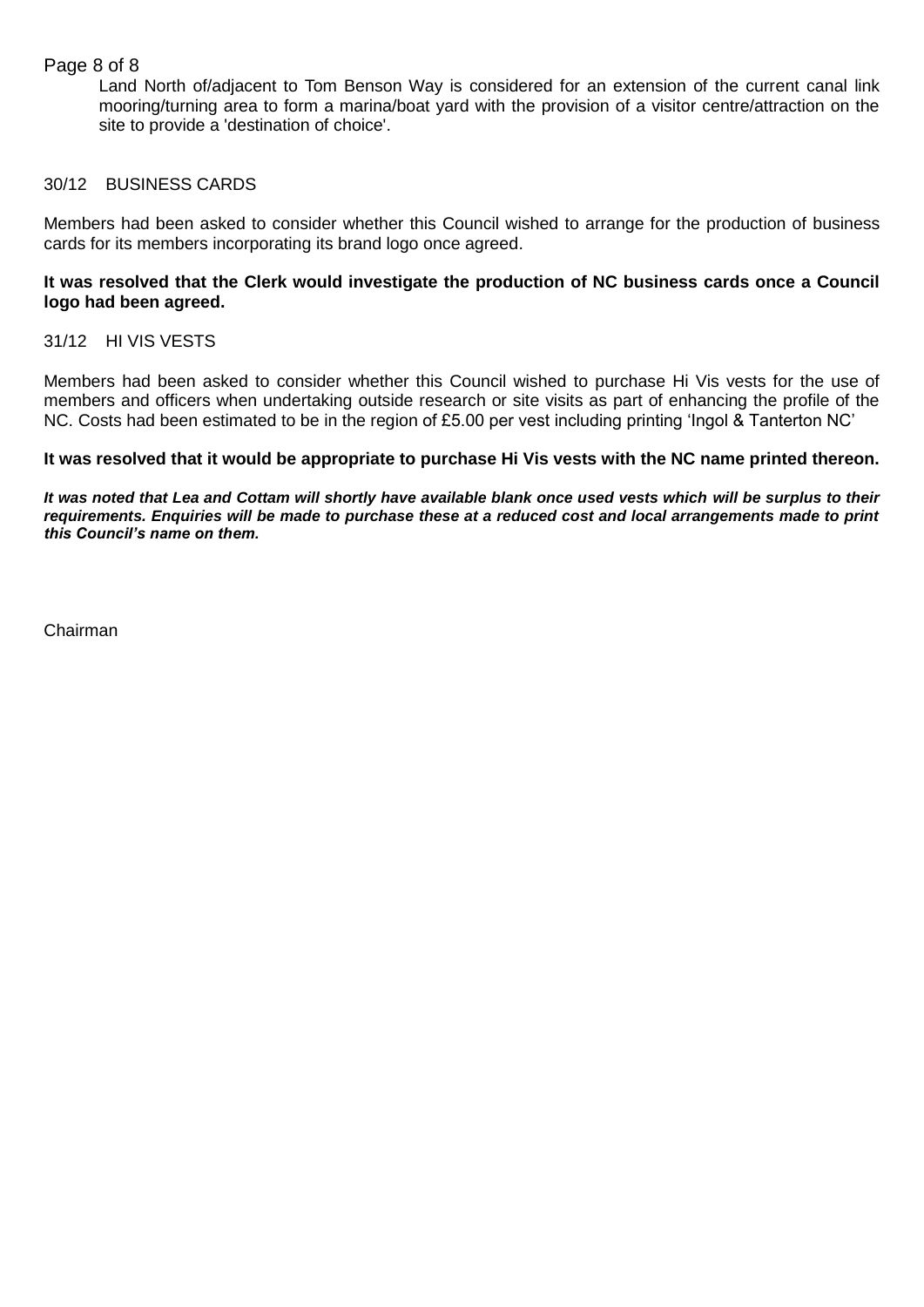Land North of/adjacent to Tom Benson Way is considered for an extension of the current canal link mooring/turning area to form a marina/boat yard with the provision of a visitor centre/attraction on the site to provide a 'destination of choice'.

## 30/12 BUSINESS CARDS

Members had been asked to consider whether this Council wished to arrange for the production of business cards for its members incorporating its brand logo once agreed.

**It was resolved that the Clerk would investigate the production of NC business cards once a Council logo had been agreed.**

## 31/12 HI VIS VESTS

Members had been asked to consider whether this Council wished to purchase Hi Vis vests for the use of members and officers when undertaking outside research or site visits as part of enhancing the profile of the NC. Costs had been estimated to be in the region of £5.00 per vest including printing 'Ingol & Tanterton NC'

**It was resolved that it would be appropriate to purchase Hi Vis vests with the NC name printed thereon.**

***It was noted that Lea and Cottam will shortly have available blank once used vests which will be surplus to their requirements. Enquiries will be made to purchase these at a reduced cost and local arrangements made to print this Council's name on them.***

Chairman